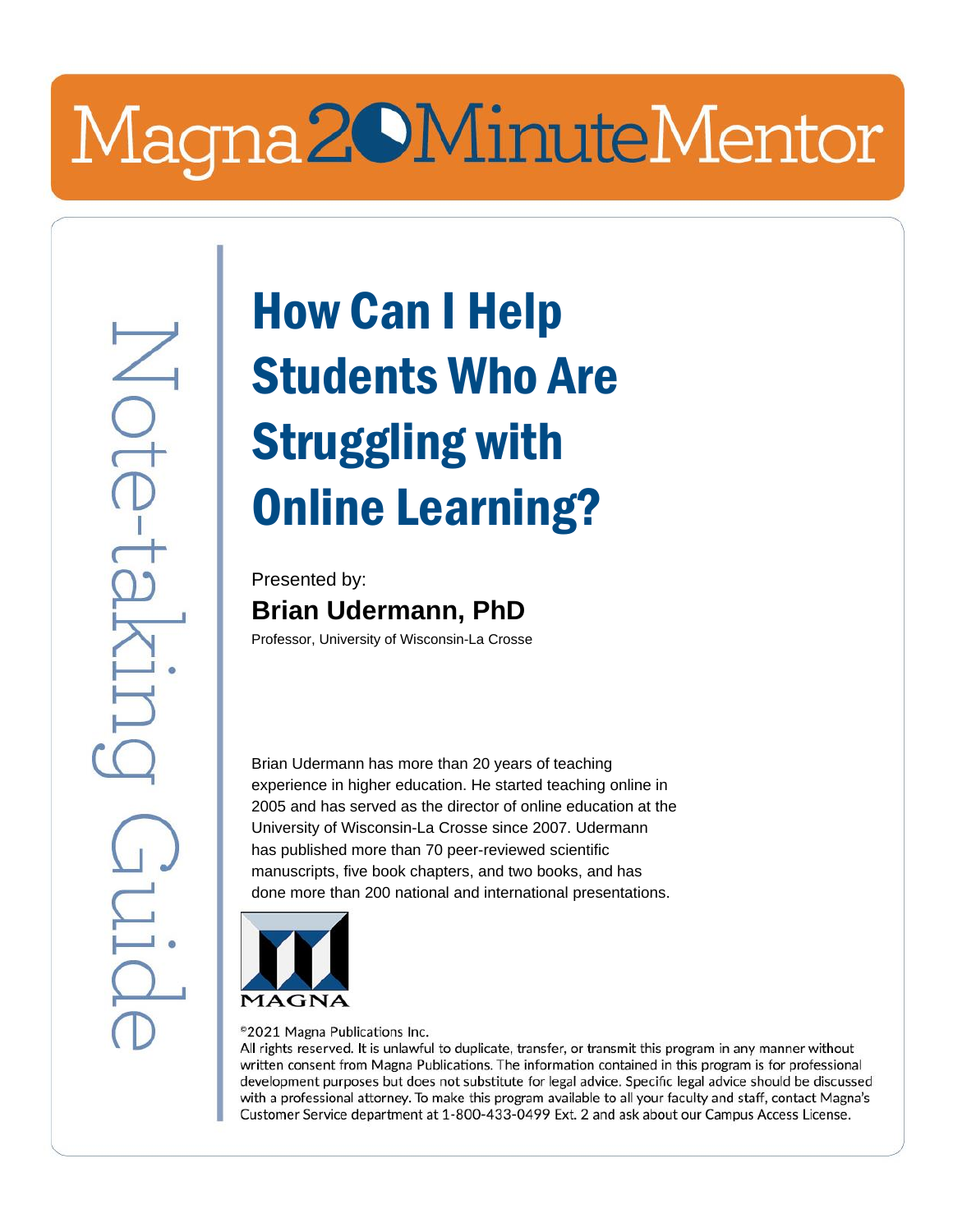Magna 20 Minute Mentor

Note-taking Guide

# How Can I Help Students Who Are Struggling with Online Learning?

Presented by:

**Brian Udermann, PhD**

Professor, University of Wisconsin-La Crosse

Brian Udermann has more than 20 years of teaching experience in higher education. He started teaching online in 2005 and has served as the director of online education at the University of Wisconsin-La Crosse since 2007. Udermann has published more than 70 peer-reviewed scientific manuscripts, five book chapters, and two books, and has done more than 200 national and international presentations.

MAGNA

©2021 Magna Publications Inc.

All rights reserved. It is unlawful to duplicate, transfer, or transmit this program in any manner without written consent from Magna Publications. The information contained in this program is for professional development purposes but does not substitute for legal advice. Specific legal advice should be discussed with a professional attorney. To make this program available to all your faculty and staff, contact Magna's Customer Service department at 1-800-433-0499 Ext. 2 and ask about our Campus Access License.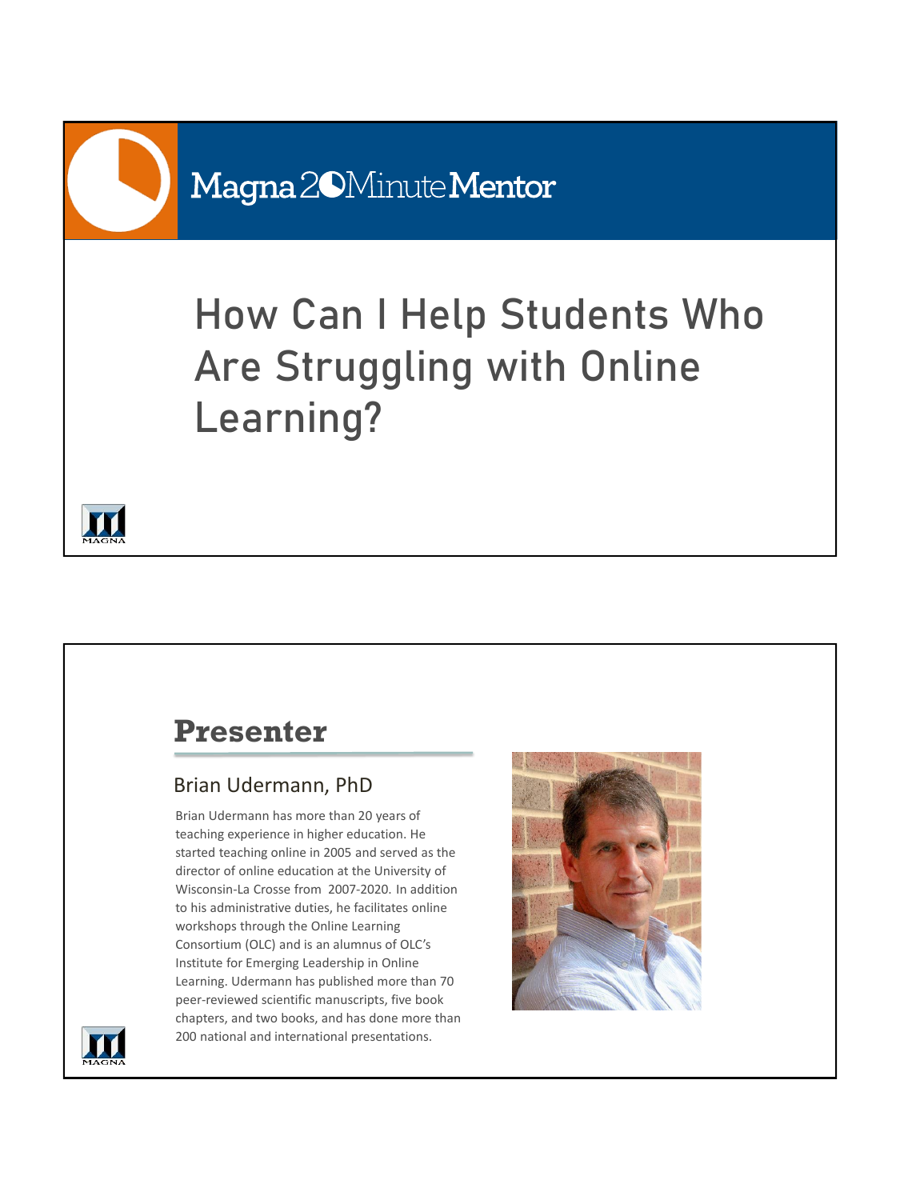Magna 20 Minute Mentor

# How Can I Help Students Who Are Struggling with Online Learning?

## Presenter

### Brian Udermann, PhD

Brian Udermann has more than 20 years of teaching experience in higher education. He started teaching online in 2005 and served as the director of online education at the University of Wisconsin-La Crosse from 2007-2020. In addition to his administrative duties, he facilitates online workshops through the Online Learning Consortium (OLC) and is an alumnus of OLC's Institute for Emerging Leadership in Online Learning. Udermann has published more than 70 peer-reviewed scientific manuscripts, five book chapters, and two books, and has done more than 200 national and international presentations.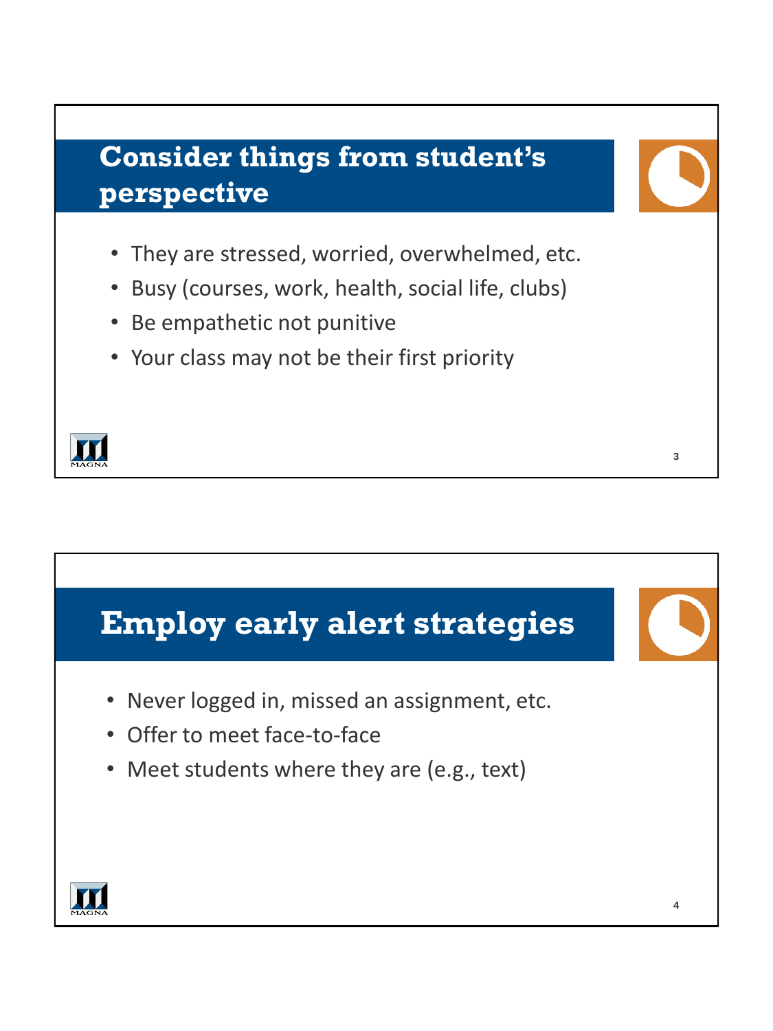## Consider things from student's perspective

- They are stressed, worried, overwhelmed, etc.
- Busy (courses, work, health, social life, clubs)
- Be empathetic not punitive
- Your class may not be their first priority

## Employ early alert strategies

- Never logged in, missed an assignment, etc.
- Offer to meet face-to-face
- Meet students where they are (e.g., text)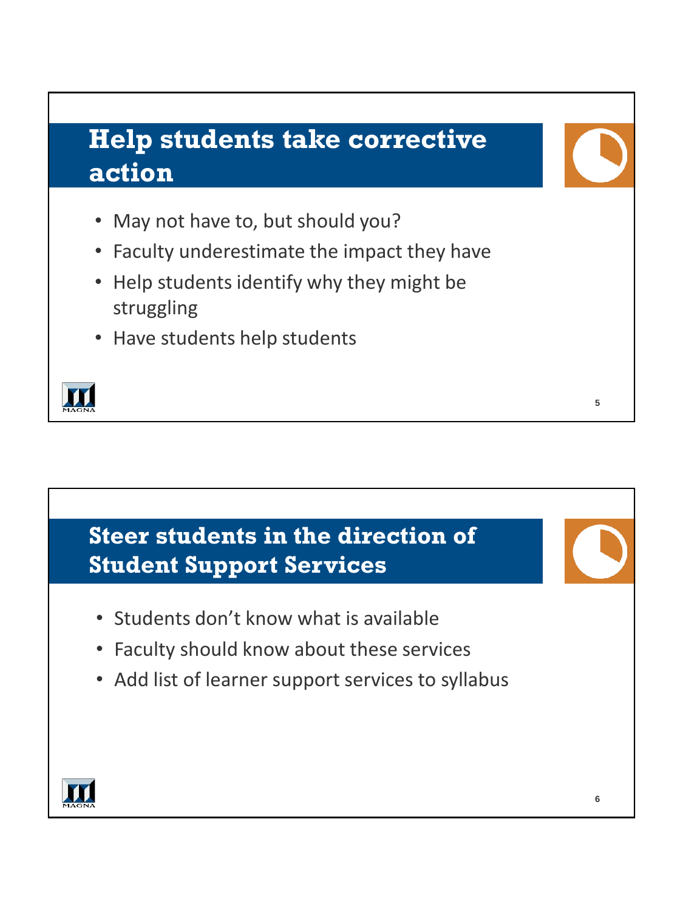## Help students take corrective action

- May not have to, but should you?
- Faculty underestimate the impact they have
- Help students identify why they might be struggling
- Have students help students

## Steer students in the direction of Student Support Services

- Students don't know what is available
- Faculty should know about these services
- Add list of learner support services to syllabus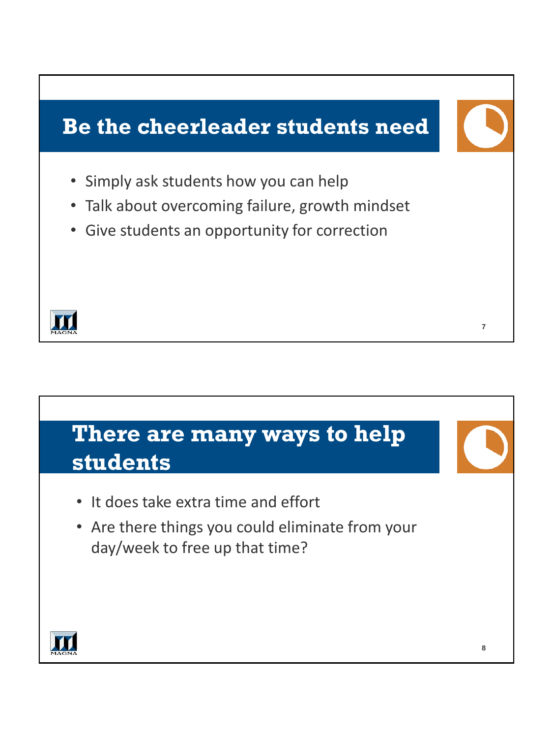## Be the cheerleader students need

- Simply ask students how you can help
- Talk about overcoming failure, growth mindset
- Give students an opportunity for correction

## There are many ways to help students

- It does take extra time and effort
- Are there things you could eliminate from your day/week to free up that time?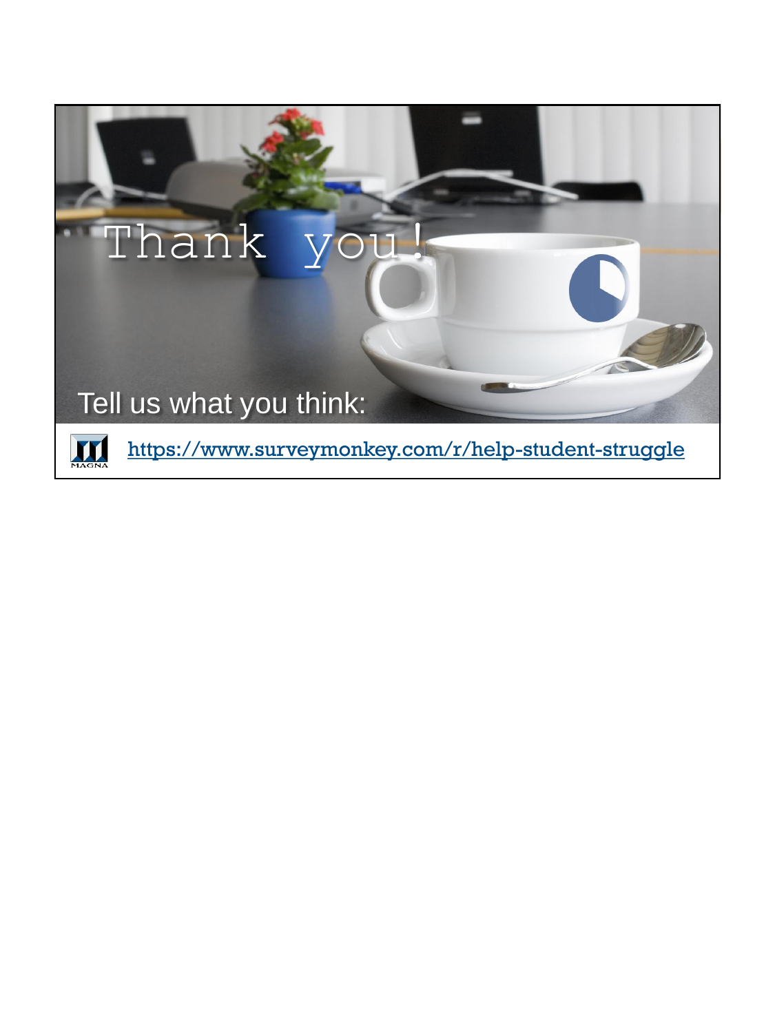# Thank you!

Tell us what you think:

MAGNA

https://www.surveymonkey.com/r/help-student-struggle